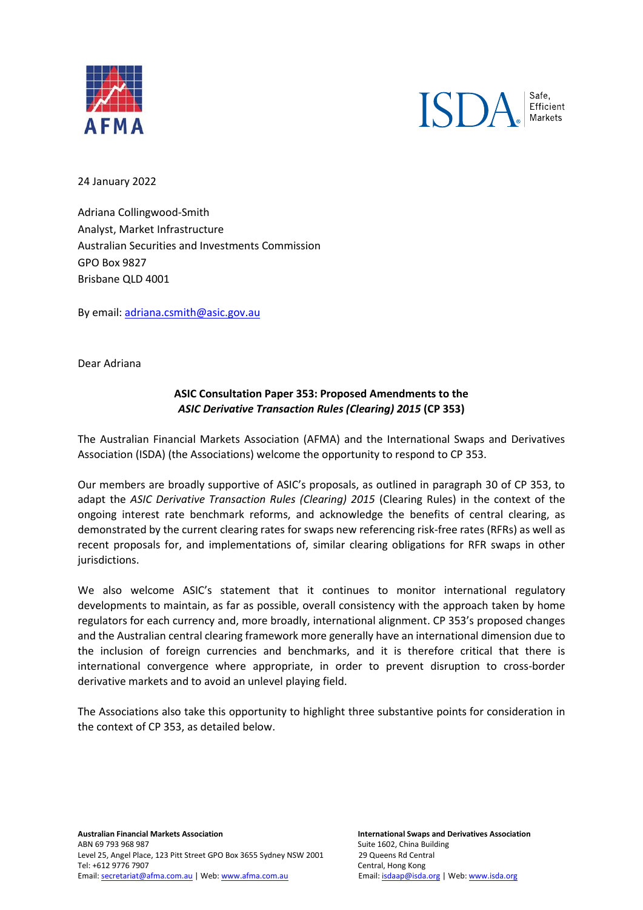24 January 2022

Adriana Collingwood-Smith
Analyst, Market Infrastructure
Australian Securities and Investments Commission
GPO Box 9827
Brisbane QLD 4001

By email: adriana.csmith@asic.gov.au

Dear Adriana

**ASIC Consultation Paper 353: Proposed Amendments to the *ASIC Derivative Transaction Rules (Clearing) 2015* (CP 353)**

The Australian Financial Markets Association (AFMA) and the International Swaps and Derivatives Association (ISDA) (the Associations) welcome the opportunity to respond to CP 353.

Our members are broadly supportive of ASIC's proposals, as outlined in paragraph 30 of CP 353, to adapt the *ASIC Derivative Transaction Rules (Clearing) 2015* (Clearing Rules) in the context of the ongoing interest rate benchmark reforms, and acknowledge the benefits of central clearing, as demonstrated by the current clearing rates for swaps new referencing risk-free rates (RFRs) as well as recent proposals for, and implementations of, similar clearing obligations for RFR swaps in other jurisdictions.

We also welcome ASIC's statement that it continues to monitor international regulatory developments to maintain, as far as possible, overall consistency with the approach taken by home regulators for each currency and, more broadly, international alignment. CP 353's proposed changes and the Australian central clearing framework more generally have an international dimension due to the inclusion of foreign currencies and benchmarks, and it is therefore critical that there is international convergence where appropriate, in order to prevent disruption to cross-border derivative markets and to avoid an unlevel playing field.

The Associations also take this opportunity to highlight three substantive points for consideration in the context of CP 353, as detailed below.

**Australian Financial Markets Association**
ABN 69 793 968 987
Level 25, Angel Place, 123 Pitt Street GPO Box 3655 Sydney NSW 2001
Tel: +612 9776 7907
Email: secretariat@afma.com.au | Web: www.afma.com.au

**International Swaps and Derivatives Association**
Suite 1602, China Building
29 Queens Rd Central
Central, Hong Kong
Email: isdaap@isda.org | Web: www.isda.org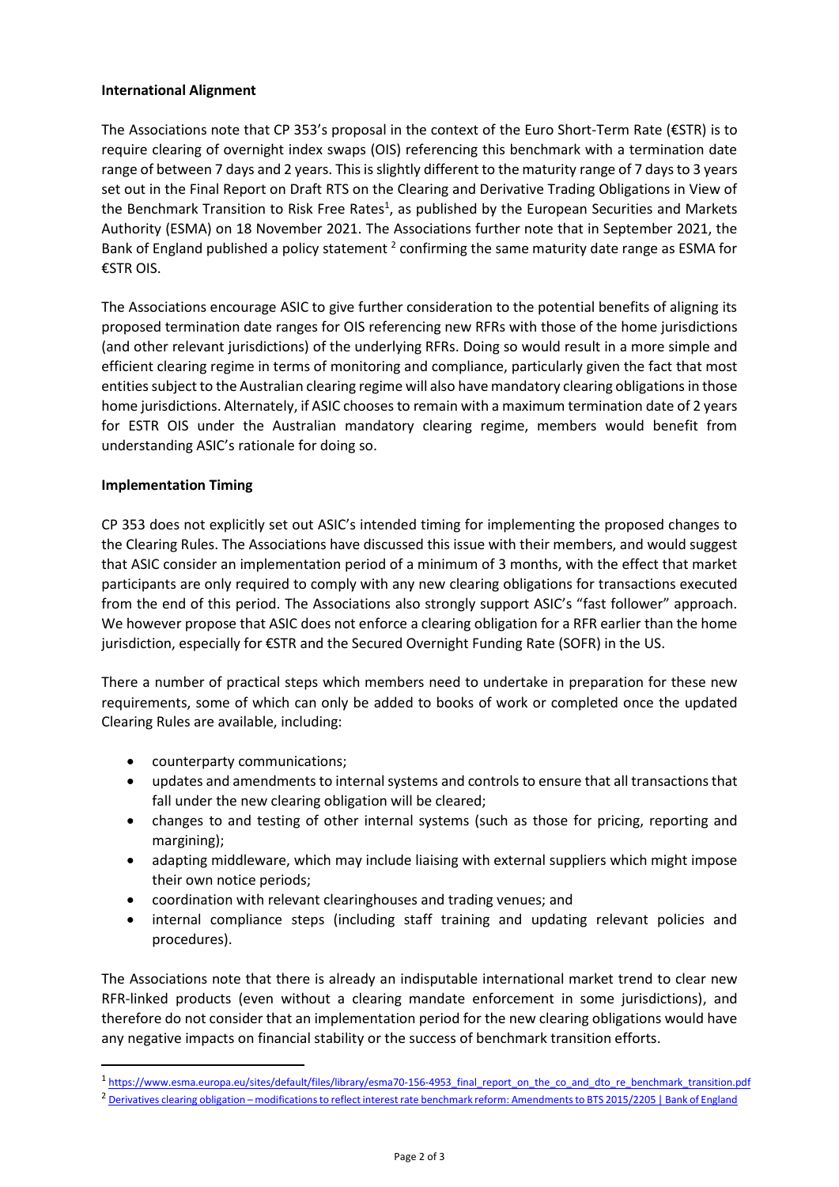**International Alignment**

The Associations note that CP 353's proposal in the context of the Euro Short-Term Rate (€STR) is to require clearing of overnight index swaps (OIS) referencing this benchmark with a termination date range of between 7 days and 2 years. This is slightly different to the maturity range of 7 days to 3 years set out in the Final Report on Draft RTS on the Clearing and Derivative Trading Obligations in View of the Benchmark Transition to Risk Free Rates[1], as published by the European Securities and Markets Authority (ESMA) on 18 November 2021. The Associations further note that in September 2021, the Bank of England published a policy statement [2] confirming the same maturity date range as ESMA for €STR OIS.

The Associations encourage ASIC to give further consideration to the potential benefits of aligning its proposed termination date ranges for OIS referencing new RFRs with those of the home jurisdictions (and other relevant jurisdictions) of the underlying RFRs. Doing so would result in a more simple and efficient clearing regime in terms of monitoring and compliance, particularly given the fact that most entities subject to the Australian clearing regime will also have mandatory clearing obligations in those home jurisdictions. Alternately, if ASIC chooses to remain with a maximum termination date of 2 years for ESTR OIS under the Australian mandatory clearing regime, members would benefit from understanding ASIC's rationale for doing so.

**Implementation Timing**

CP 353 does not explicitly set out ASIC's intended timing for implementing the proposed changes to the Clearing Rules. The Associations have discussed this issue with their members, and would suggest that ASIC consider an implementation period of a minimum of 3 months, with the effect that market participants are only required to comply with any new clearing obligations for transactions executed from the end of this period. The Associations also strongly support ASIC's "fast follower" approach. We however propose that ASIC does not enforce a clearing obligation for a RFR earlier than the home jurisdiction, especially for €STR and the Secured Overnight Funding Rate (SOFR) in the US.

There a number of practical steps which members need to undertake in preparation for these new requirements, some of which can only be added to books of work or completed once the updated Clearing Rules are available, including:

- counterparty communications;
- updates and amendments to internal systems and controls to ensure that all transactions that fall under the new clearing obligation will be cleared;
- changes to and testing of other internal systems (such as those for pricing, reporting and margining);
- adapting middleware, which may include liaising with external suppliers which might impose their own notice periods;
- coordination with relevant clearinghouses and trading venues; and
- internal compliance steps (including staff training and updating relevant policies and procedures).

The Associations note that there is already an indisputable international market trend to clear new RFR-linked products (even without a clearing mandate enforcement in some jurisdictions), and therefore do not consider that an implementation period for the new clearing obligations would have any negative impacts on financial stability or the success of benchmark transition efforts.

---

[1] https://www.esma.europa.eu/sites/default/files/library/esma70-156-4953_final_report_on_the_co_and_dto_re_benchmark_transition.pdf

[2] Derivatives clearing obligation – modifications to reflect interest rate benchmark reform: Amendments to BTS 2015/2205 | Bank of England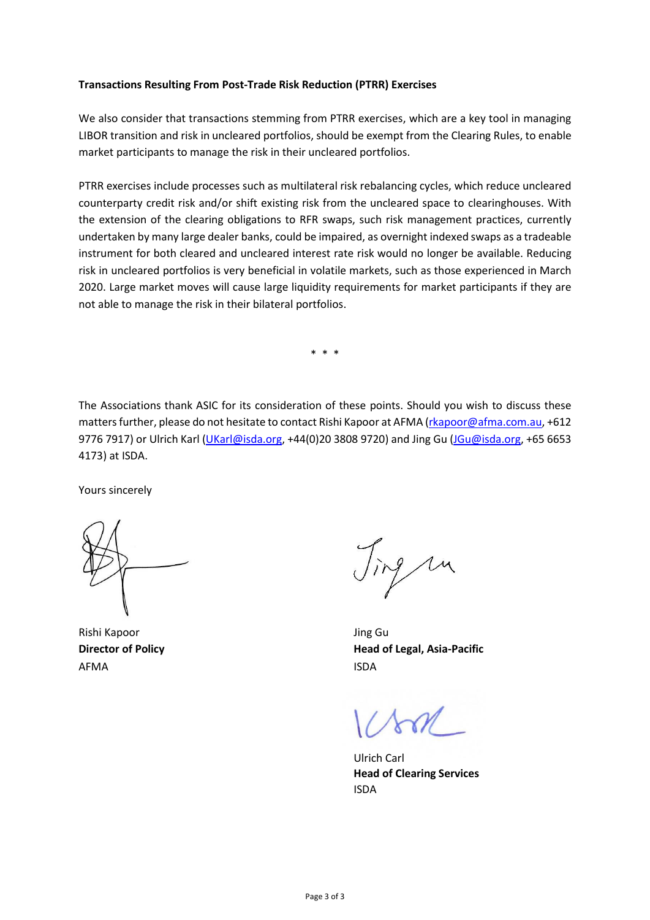**Transactions Resulting From Post-Trade Risk Reduction (PTRR) Exercises**

We also consider that transactions stemming from PTRR exercises, which are a key tool in managing LIBOR transition and risk in uncleared portfolios, should be exempt from the Clearing Rules, to enable market participants to manage the risk in their uncleared portfolios.

PTRR exercises include processes such as multilateral risk rebalancing cycles, which reduce uncleared counterparty credit risk and/or shift existing risk from the uncleared space to clearinghouses. With the extension of the clearing obligations to RFR swaps, such risk management practices, currently undertaken by many large dealer banks, could be impaired, as overnight indexed swaps as a tradeable instrument for both cleared and uncleared interest rate risk would no longer be available. Reducing risk in uncleared portfolios is very beneficial in volatile markets, such as those experienced in March 2020. Large market moves will cause large liquidity requirements for market participants if they are not able to manage the risk in their bilateral portfolios.

\* \* \*

The Associations thank ASIC for its consideration of these points. Should you wish to discuss these matters further, please do not hesitate to contact Rishi Kapoor at AFMA (rkapoor@afma.com.au, +612 9776 7917) or Ulrich Karl (UKarl@isda.org, +44(0)20 3808 9720) and Jing Gu (JGu@isda.org, +65 6653 4173) at ISDA.

Yours sincerely

Rishi Kapoor
**Director of Policy**
AFMA

Jing Gu
**Head of Legal, Asia-Pacific**
ISDA

Ulrich Carl
**Head of Clearing Services**
ISDA